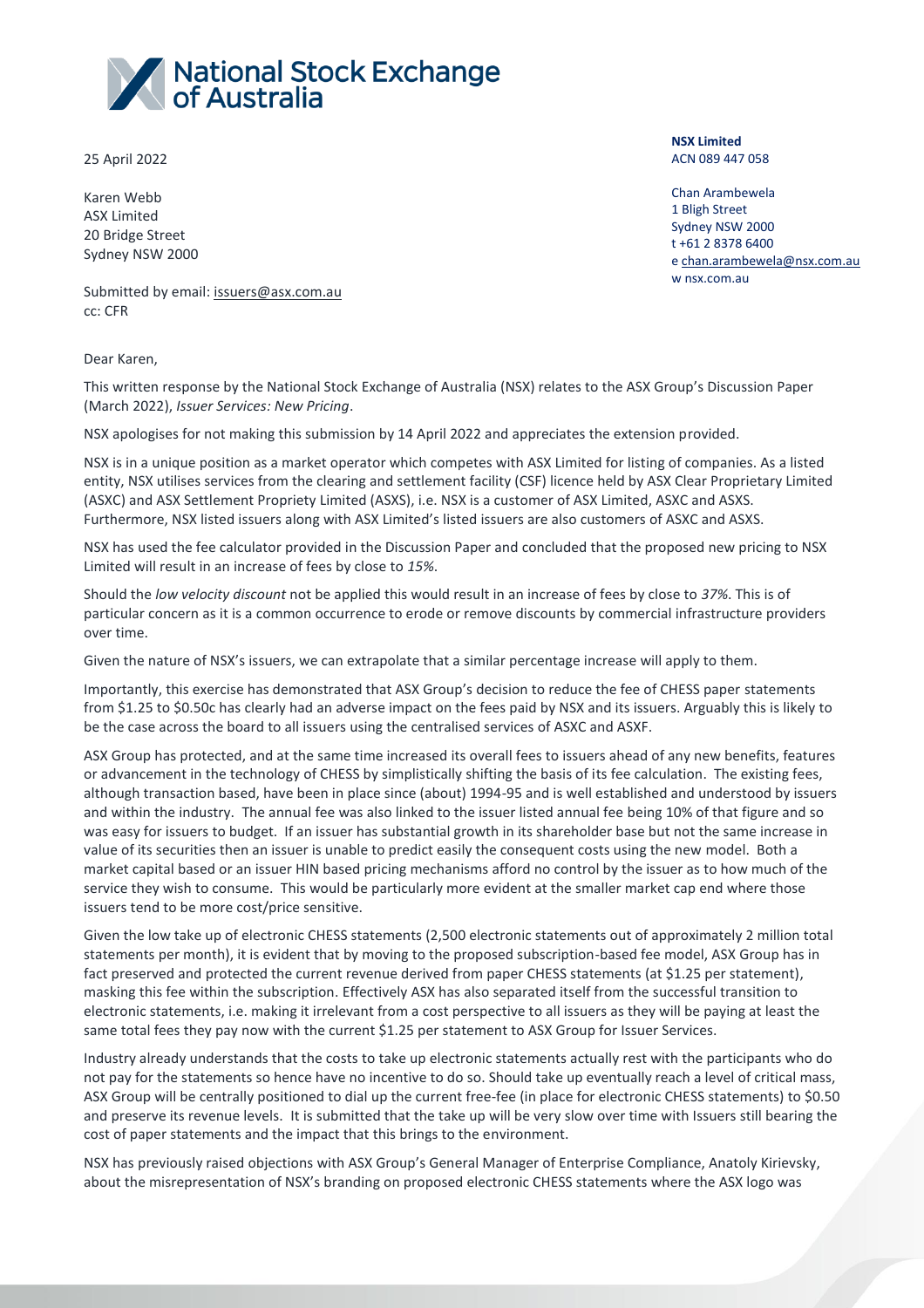# National Stock Exchange of Australia

25 April 2022

Karen Webb
ASX Limited
20 Bridge Street
Sydney NSW 2000

Submitted by email: issuers@asx.com.au
cc: CFR

**NSX Limited**
ACN 089 447 058

Chan Arambewela
1 Bligh Street
Sydney NSW 2000
t +61 2 8378 6400
e chan.arambewela@nsx.com.au
w nsx.com.au

Dear Karen,

This written response by the National Stock Exchange of Australia (NSX) relates to the ASX Group's Discussion Paper (March 2022), *Issuer Services: New Pricing*.

NSX apologises for not making this submission by 14 April 2022 and appreciates the extension provided.

NSX is in a unique position as a market operator which competes with ASX Limited for listing of companies. As a listed entity, NSX utilises services from the clearing and settlement facility (CSF) licence held by ASX Clear Proprietary Limited (ASXC) and ASX Settlement Propriety Limited (ASXS), i.e. NSX is a customer of ASX Limited, ASXC and ASXS. Furthermore, NSX listed issuers along with ASX Limited's listed issuers are also customers of ASXC and ASXS.

NSX has used the fee calculator provided in the Discussion Paper and concluded that the proposed new pricing to NSX Limited will result in an increase of fees by close to *15%*.

Should the *low velocity discount* not be applied this would result in an increase of fees by close to *37%*. This is of particular concern as it is a common occurrence to erode or remove discounts by commercial infrastructure providers over time.

Given the nature of NSX's issuers, we can extrapolate that a similar percentage increase will apply to them.

Importantly, this exercise has demonstrated that ASX Group's decision to reduce the fee of CHESS paper statements from $1.25 to $0.50c has clearly had an adverse impact on the fees paid by NSX and its issuers. Arguably this is likely to be the case across the board to all issuers using the centralised services of ASXC and ASXF.

ASX Group has protected, and at the same time increased its overall fees to issuers ahead of any new benefits, features or advancement in the technology of CHESS by simplistically shifting the basis of its fee calculation. The existing fees, although transaction based, have been in place since (about) 1994-95 and is well established and understood by issuers and within the industry. The annual fee was also linked to the issuer listed annual fee being 10% of that figure and so was easy for issuers to budget. If an issuer has substantial growth in its shareholder base but not the same increase in value of its securities then an issuer is unable to predict easily the consequent costs using the new model. Both a market capital based or an issuer HIN based pricing mechanisms afford no control by the issuer as to how much of the service they wish to consume. This would be particularly more evident at the smaller market cap end where those issuers tend to be more cost/price sensitive.

Given the low take up of electronic CHESS statements (2,500 electronic statements out of approximately 2 million total statements per month), it is evident that by moving to the proposed subscription-based fee model, ASX Group has in fact preserved and protected the current revenue derived from paper CHESS statements (at $1.25 per statement), masking this fee within the subscription. Effectively ASX has also separated itself from the successful transition to electronic statements, i.e. making it irrelevant from a cost perspective to all issuers as they will be paying at least the same total fees they pay now with the current $1.25 per statement to ASX Group for Issuer Services.

Industry already understands that the costs to take up electronic statements actually rest with the participants who do not pay for the statements so hence have no incentive to do so. Should take up eventually reach a level of critical mass, ASX Group will be centrally positioned to dial up the current free-fee (in place for electronic CHESS statements) to $0.50 and preserve its revenue levels. It is submitted that the take up will be very slow over time with Issuers still bearing the cost of paper statements and the impact that this brings to the environment.

NSX has previously raised objections with ASX Group's General Manager of Enterprise Compliance, Anatoly Kirievsky, about the misrepresentation of NSX's branding on proposed electronic CHESS statements where the ASX logo was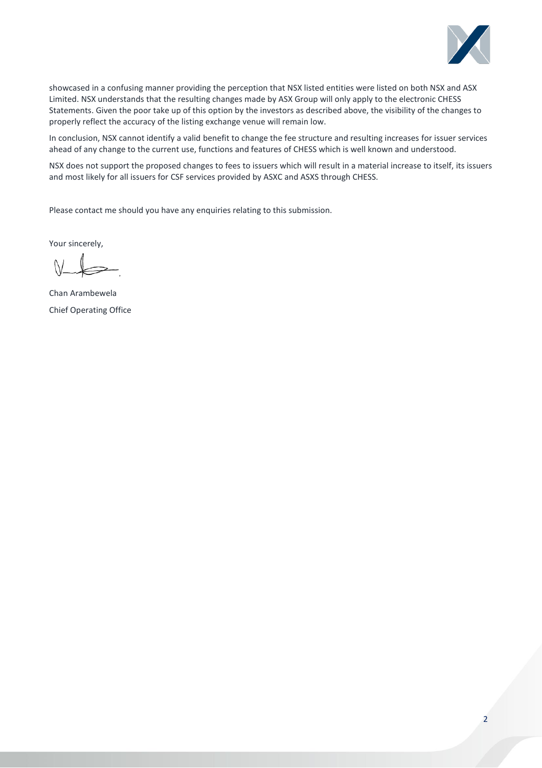showcased in a confusing manner providing the perception that NSX listed entities were listed on both NSX and ASX Limited. NSX understands that the resulting changes made by ASX Group will only apply to the electronic CHESS Statements. Given the poor take up of this option by the investors as described above, the visibility of the changes to properly reflect the accuracy of the listing exchange venue will remain low.

In conclusion, NSX cannot identify a valid benefit to change the fee structure and resulting increases for issuer services ahead of any change to the current use, functions and features of CHESS which is well known and understood.

NSX does not support the proposed changes to fees to issuers which will result in a material increase to itself, its issuers and most likely for all issuers for CSF services provided by ASXC and ASXS through CHESS.

Please contact me should you have any enquiries relating to this submission.

Your sincerely,

Chan Arambewela

Chief Operating Office